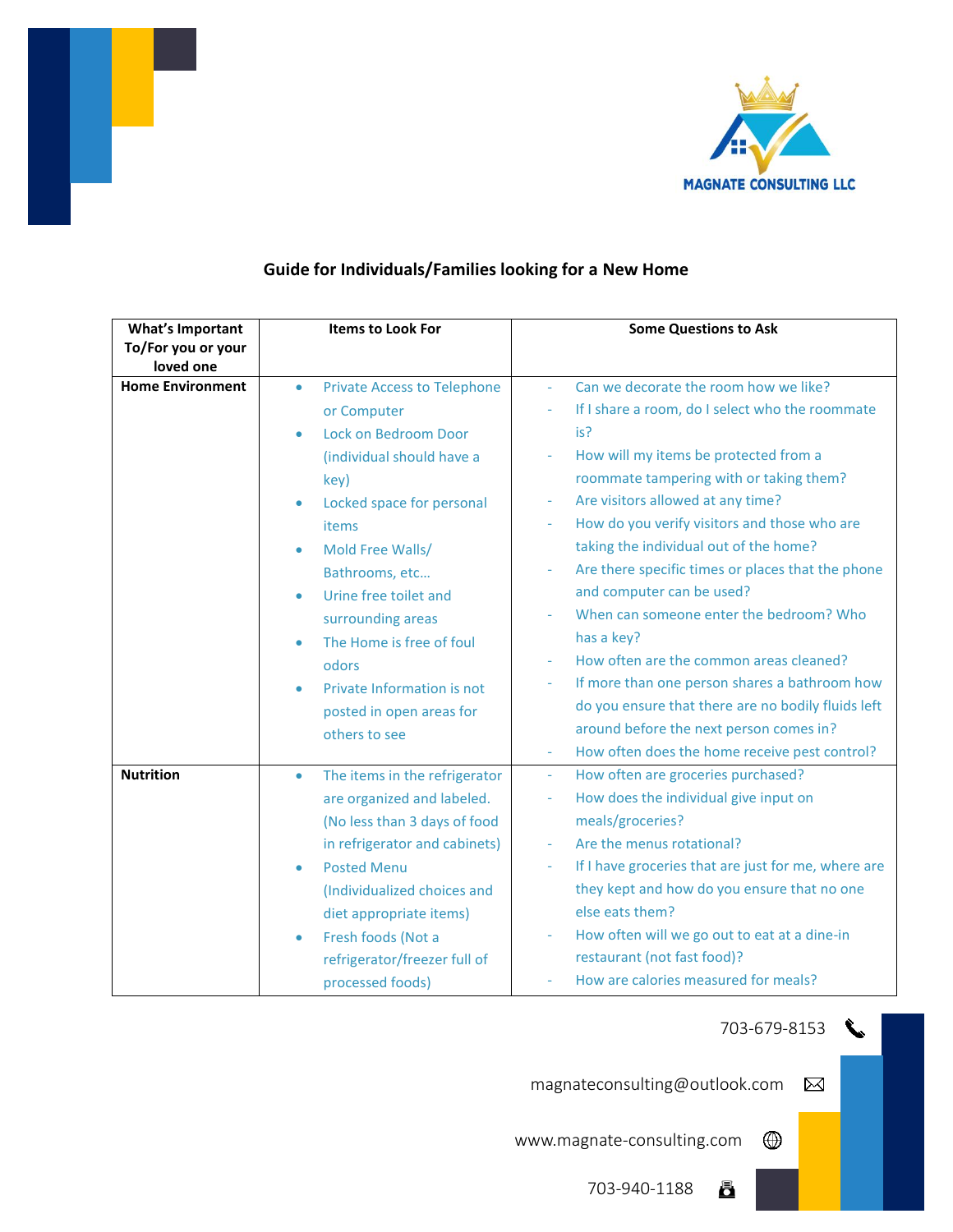MAGNATE CONSULTING LLC

## Guide for Individuals/Families looking for a New Home

| What's Important To/For you or your loved one | Items to Look For | Some Questions to Ask |
|---|---|---|
| **Home Environment** | • Private Access to Telephone or Computer<br>• Lock on Bedroom Door (individual should have a key)<br>• Locked space for personal items<br>• Mold Free Walls/ Bathrooms, etc…<br>• Urine free toilet and surrounding areas<br>• The Home is free of foul odors<br>• Private Information is not posted in open areas for others to see | - Can we decorate the room how we like?<br>- If I share a room, do I select who the roommate is?<br>- How will my items be protected from a roommate tampering with or taking them?<br>- Are visitors allowed at any time?<br>- How do you verify visitors and those who are taking the individual out of the home?<br>- Are there specific times or places that the phone and computer can be used?<br>- When can someone enter the bedroom? Who has a key?<br>- How often are the common areas cleaned?<br>- If more than one person shares a bathroom how do you ensure that there are no bodily fluids left around before the next person comes in?<br>- How often does the home receive pest control? |
| **Nutrition** | • The items in the refrigerator are organized and labeled. (No less than 3 days of food in refrigerator and cabinets)<br>• Posted Menu (Individualized choices and diet appropriate items)<br>• Fresh foods (Not a refrigerator/freezer full of processed foods) | - How often are groceries purchased?<br>- How does the individual give input on meals/groceries?<br>- Are the menus rotational?<br>- If I have groceries that are just for me, where are they kept and how do you ensure that no one else eats them?<br>- How often will we go out to eat at a dine-in restaurant (not fast food)?<br>- How are calories measured for meals? |

703-679-8153

magnateconsulting@outlook.com

www.magnate-consulting.com

703-940-1188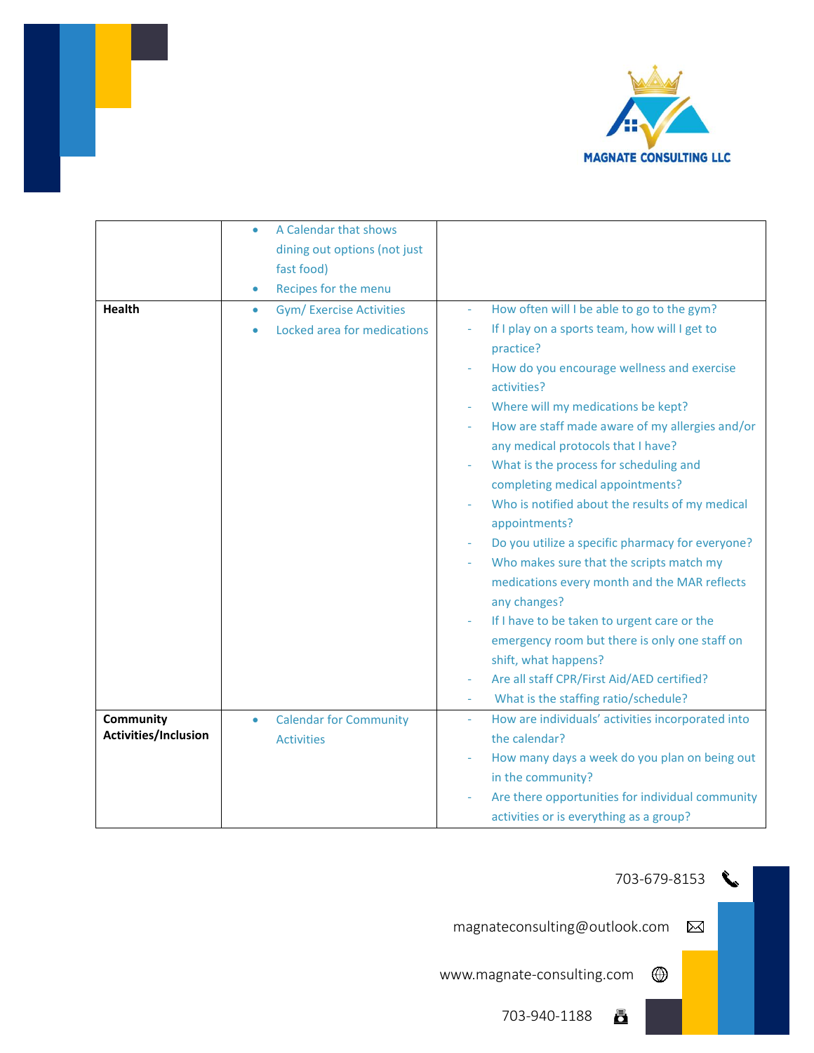| | | |
|---|---|---|
| | • A Calendar that shows dining out options (not just fast food)<br>• Recipes for the menu | |
| **Health** | • Gym/ Exercise Activities<br>• Locked area for medications | - How often will I be able to go to the gym?<br>- If I play on a sports team, how will I get to practice?<br>- How do you encourage wellness and exercise activities?<br>- Where will my medications be kept?<br>- How are staff made aware of my allergies and/or any medical protocols that I have?<br>- What is the process for scheduling and completing medical appointments?<br>- Who is notified about the results of my medical appointments?<br>- Do you utilize a specific pharmacy for everyone?<br>- Who makes sure that the scripts match my medications every month and the MAR reflects any changes?<br>- If I have to be taken to urgent care or the emergency room but there is only one staff on shift, what happens?<br>- Are all staff CPR/First Aid/AED certified?<br>- What is the staffing ratio/schedule? |
| **Community Activities/Inclusion** | • Calendar for Community Activities | - How are individuals' activities incorporated into the calendar?<br>- How many days a week do you plan on being out in the community?<br>- Are there opportunities for individual community activities or is everything as a group? |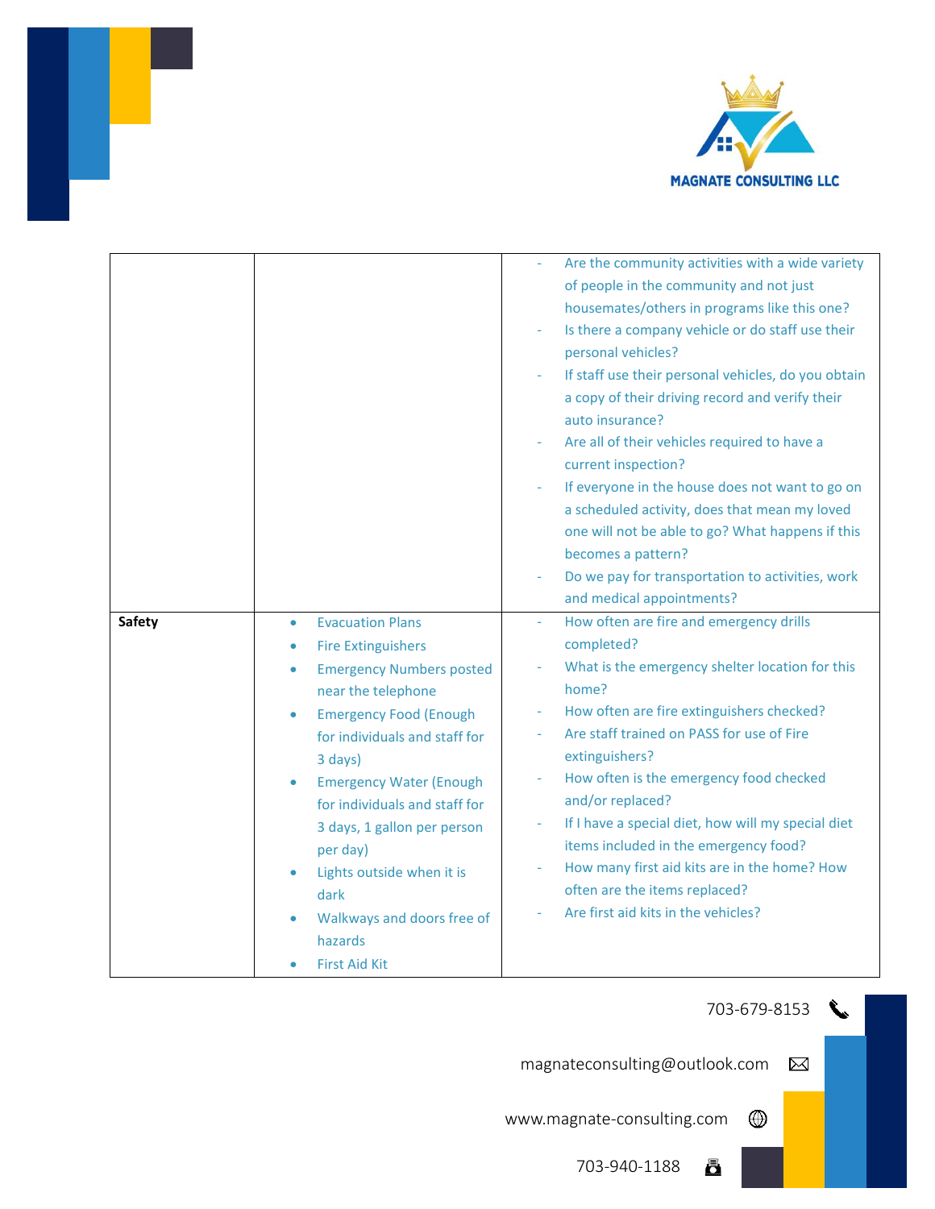| | | |
|---|---|---|
| | | - Are the community activities with a wide variety of people in the community and not just housemates/others in programs like this one?<br>- Is there a company vehicle or do staff use their personal vehicles?<br>- If staff use their personal vehicles, do you obtain a copy of their driving record and verify their auto insurance?<br>- Are all of their vehicles required to have a current inspection?<br>- If everyone in the house does not want to go on a scheduled activity, does that mean my loved one will not be able to go? What happens if this becomes a pattern?<br>- Do we pay for transportation to activities, work and medical appointments? |
| **Safety** | • Evacuation Plans<br>• Fire Extinguishers<br>• Emergency Numbers posted near the telephone<br>• Emergency Food (Enough for individuals and staff for 3 days)<br>• Emergency Water (Enough for individuals and staff for 3 days, 1 gallon per person per day)<br>• Lights outside when it is dark<br>• Walkways and doors free of hazards<br>• First Aid Kit | - How often are fire and emergency drills completed?<br>- What is the emergency shelter location for this home?<br>- How often are fire extinguishers checked?<br>- Are staff trained on PASS for use of Fire extinguishers?<br>- How often is the emergency food checked and/or replaced?<br>- If I have a special diet, how will my special diet items included in the emergency food?<br>- How many first aid kits are in the home? How often are the items replaced?<br>- Are first aid kits in the vehicles? |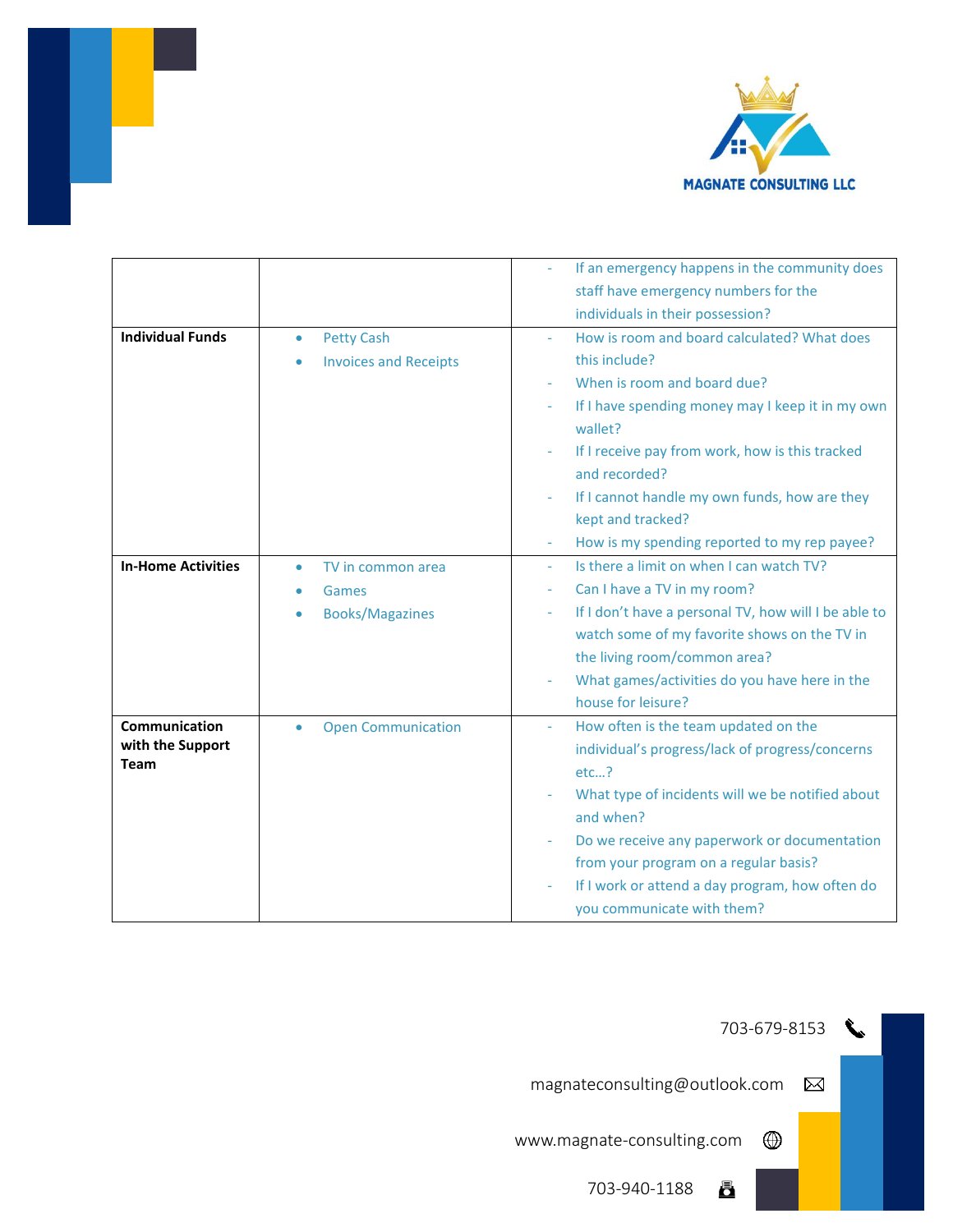| | | |
|---|---|---|
| | | - If an emergency happens in the community does staff have emergency numbers for the individuals in their possession? |
| **Individual Funds** | • Petty Cash<br>• Invoices and Receipts | - How is room and board calculated? What does this include?<br>- When is room and board due?<br>- If I have spending money may I keep it in my own wallet?<br>- If I receive pay from work, how is this tracked and recorded?<br>- If I cannot handle my own funds, how are they kept and tracked?<br>- How is my spending reported to my rep payee? |
| **In-Home Activities** | • TV in common area<br>• Games<br>• Books/Magazines | - Is there a limit on when I can watch TV?<br>- Can I have a TV in my room?<br>- If I don't have a personal TV, how will I be able to watch some of my favorite shows on the TV in the living room/common area?<br>- What games/activities do you have here in the house for leisure? |
| **Communication with the Support Team** | • Open Communication | - How often is the team updated on the individual's progress/lack of progress/concerns etc…?<br>- What type of incidents will we be notified about and when?<br>- Do we receive any paperwork or documentation from your program on a regular basis?<br>- If I work or attend a day program, how often do you communicate with them? |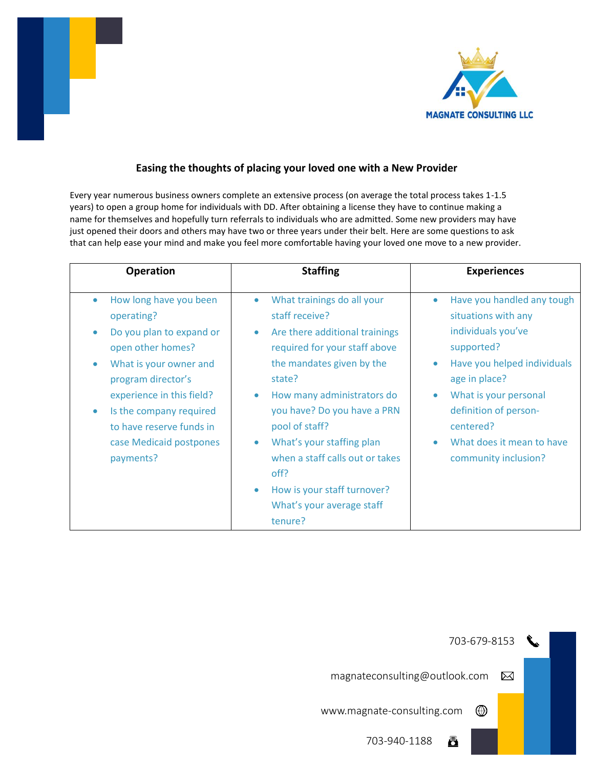MAGNATE CONSULTING LLC

## Easing the thoughts of placing your loved one with a New Provider

Every year numerous business owners complete an extensive process (on average the total process takes 1-1.5 years) to open a group home for individuals with DD. After obtaining a license they have to continue making a name for themselves and hopefully turn referrals to individuals who are admitted. Some new providers may have just opened their doors and others may have two or three years under their belt. Here are some questions to ask that can help ease your mind and make you feel more comfortable having your loved one move to a new provider.

| Operation | Staffing | Experiences |
|---|---|---|
| • How long have you been operating?<br>• Do you plan to expand or open other homes?<br>• What is your owner and program director's experience in this field?<br>• Is the company required to have reserve funds in case Medicaid postpones payments? | • What trainings do all your staff receive?<br>• Are there additional trainings required for your staff above the mandates given by the state?<br>• How many administrators do you have? Do you have a PRN pool of staff?<br>• What's your staffing plan when a staff calls out or takes off?<br>• How is your staff turnover? What's your average staff tenure? | • Have you handled any tough situations with any individuals you've supported?<br>• Have you helped individuals age in place?<br>• What is your personal definition of person-centered?<br>• What does it mean to have community inclusion? |

703-679-8153

magnateconsulting@outlook.com

www.magnate-consulting.com

703-940-1188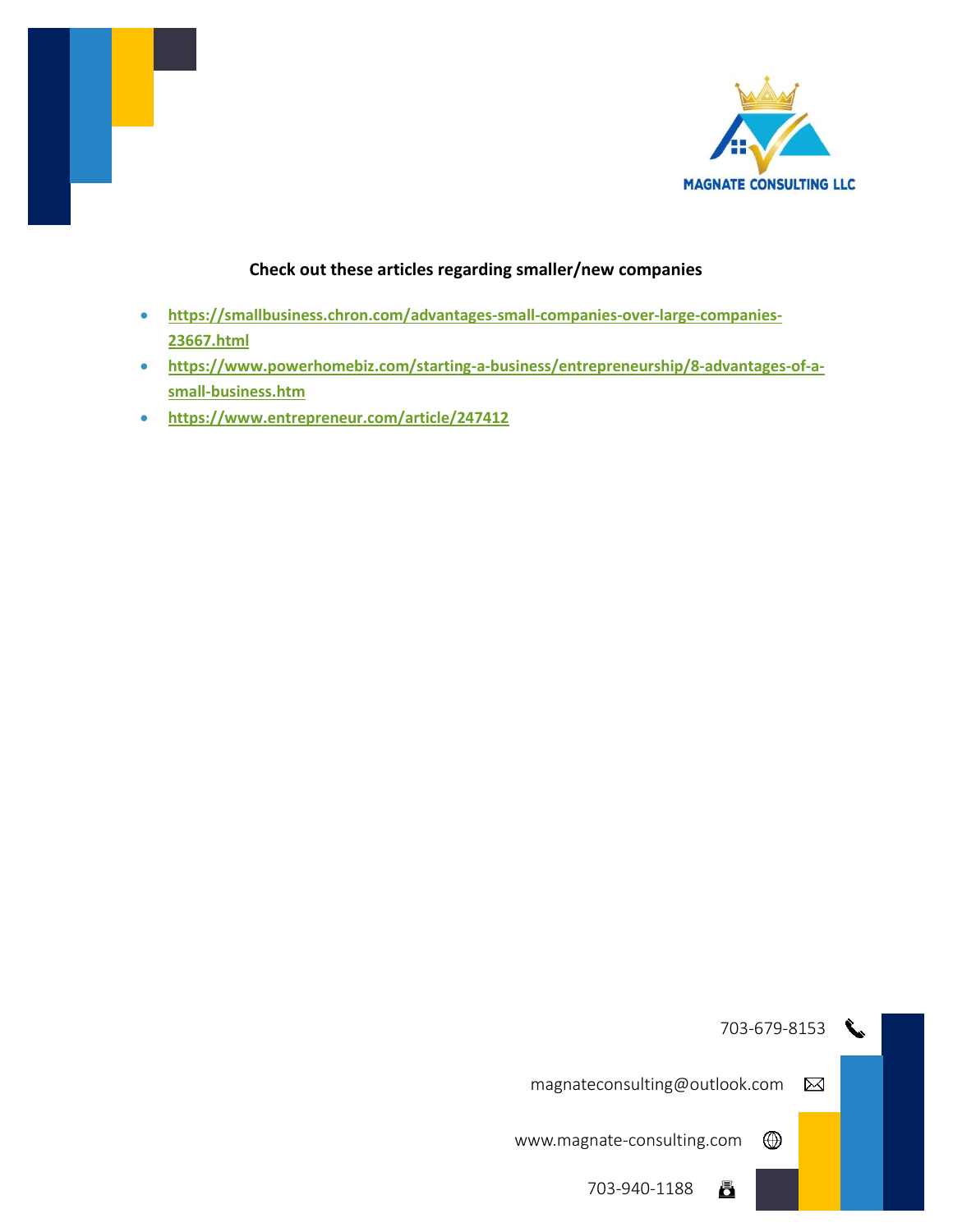MAGNATE CONSULTING LLC

**Check out these articles regarding smaller/new companies**

- **https://smallbusiness.chron.com/advantages-small-companies-over-large-companies-23667.html**
- **https://www.powerhomebiz.com/starting-a-business/entrepreneurship/8-advantages-of-a-small-business.htm**
- **https://www.entrepreneur.com/article/247412**

703-679-8153

magnateconsulting@outlook.com

www.magnate-consulting.com

703-940-1188